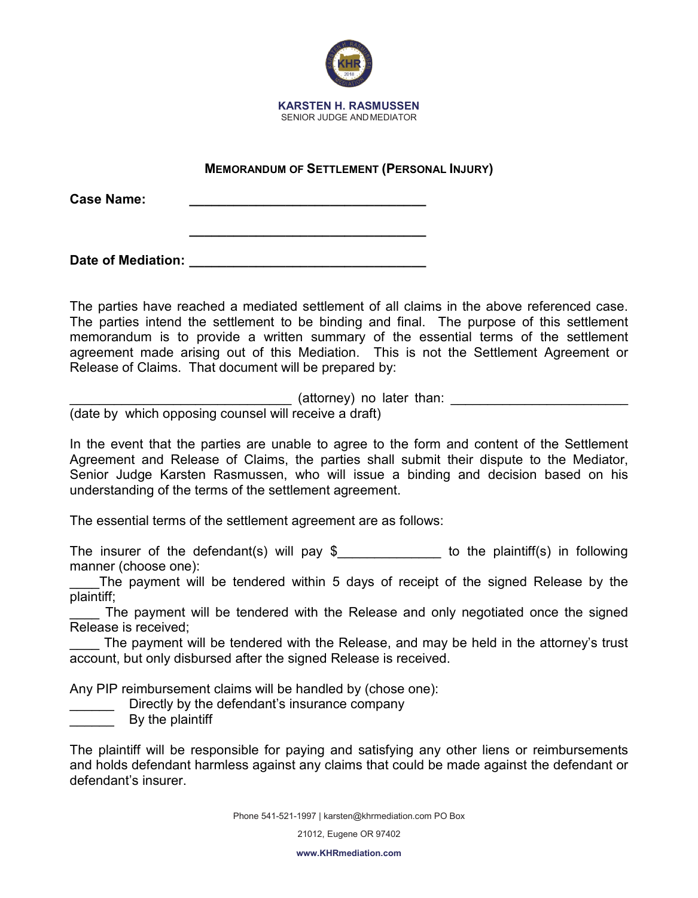**KARSTEN H. RASMUSSEN**
SENIOR JUDGE AND MEDIATOR

## MEMORANDUM OF SETTLEMENT (PERSONAL INJURY)

**Case Name:** ________________________________

________________________________

**Date of Mediation:** ________________________________

The parties have reached a mediated settlement of all claims in the above referenced case. The parties intend the settlement to be binding and final. The purpose of this settlement memorandum is to provide a written summary of the essential terms of the settlement agreement made arising out of this Mediation. This is not the Settlement Agreement or Release of Claims. That document will be prepared by:

______________________________ (attorney) no later than: ________________________
(date by which opposing counsel will receive a draft)

In the event that the parties are unable to agree to the form and content of the Settlement Agreement and Release of Claims, the parties shall submit their dispute to the Mediator, Senior Judge Karsten Rasmussen, who will issue a binding and decision based on his understanding of the terms of the settlement agreement.

The essential terms of the settlement agreement are as follows:

The insurer of the defendant(s) will pay $______________ to the plaintiff(s) in following manner (choose one):

____The payment will be tendered within 5 days of receipt of the signed Release by the plaintiff;

____ The payment will be tendered with the Release and only negotiated once the signed Release is received;

____ The payment will be tendered with the Release, and may be held in the attorney's trust account, but only disbursed after the signed Release is received.

Any PIP reimbursement claims will be handled by (chose one):

______ Directly by the defendant's insurance company

______ By the plaintiff

The plaintiff will be responsible for paying and satisfying any other liens or reimbursements and holds defendant harmless against any claims that could be made against the defendant or defendant's insurer.

Phone 541-521-1997 | karsten@khrmediation.com PO Box 21012, Eugene OR 97402

www.KHRmediation.com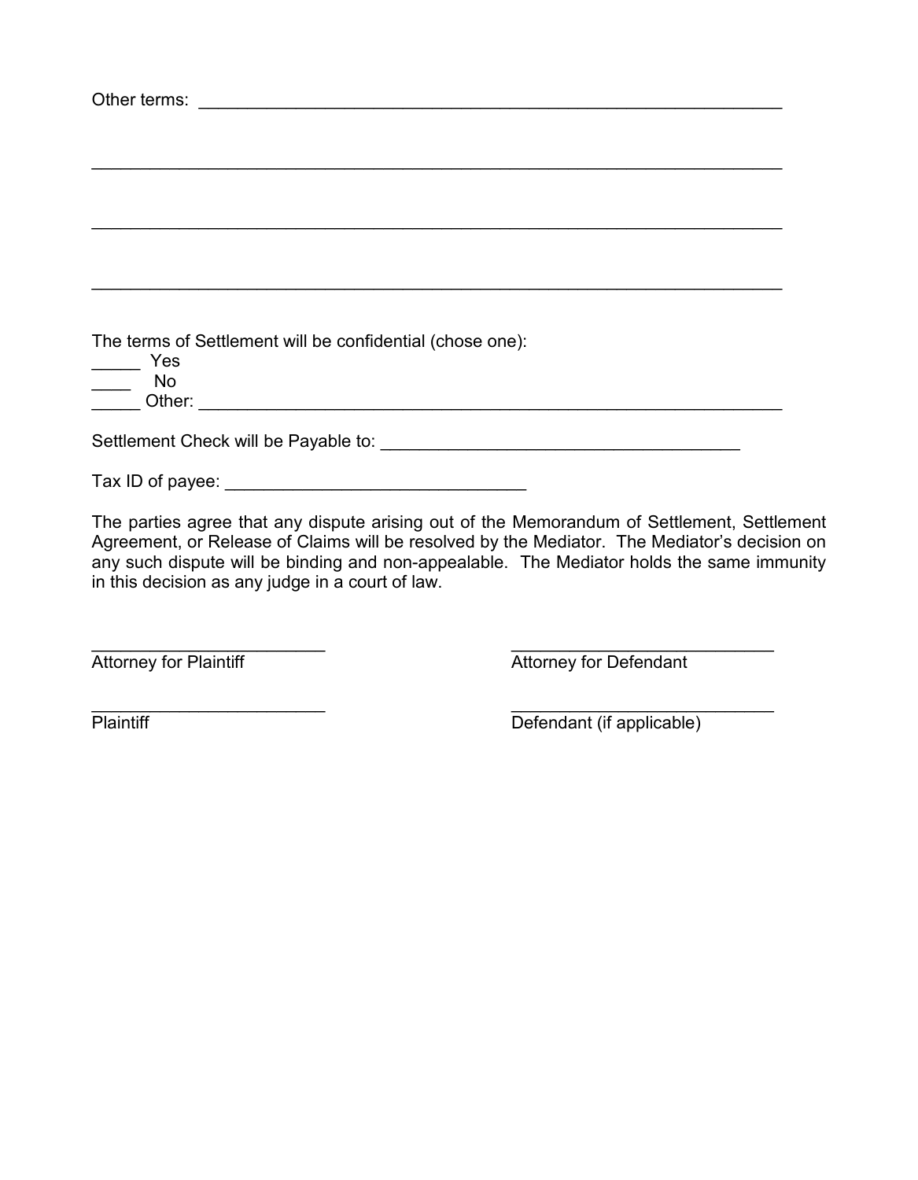Other terms: ____________________________________________________________

______________________________________________________________________

______________________________________________________________________

______________________________________________________________________

The terms of Settlement will be confidential (chose one):
_____ Yes
____ No
_____ Other: ____________________________________________________________

Settlement Check will be Payable to: ____________________________________

Tax ID of payee: _______________________________

The parties agree that any dispute arising out of the Memorandum of Settlement, Settlement Agreement, or Release of Claims will be resolved by the Mediator. The Mediator's decision on any such dispute will be binding and non-appealable. The Mediator holds the same immunity in this decision as any judge in a court of law.

________________________
Attorney for Plaintiff

___________________________
Attorney for Defendant

________________________
Plaintiff

___________________________
Defendant (if applicable)